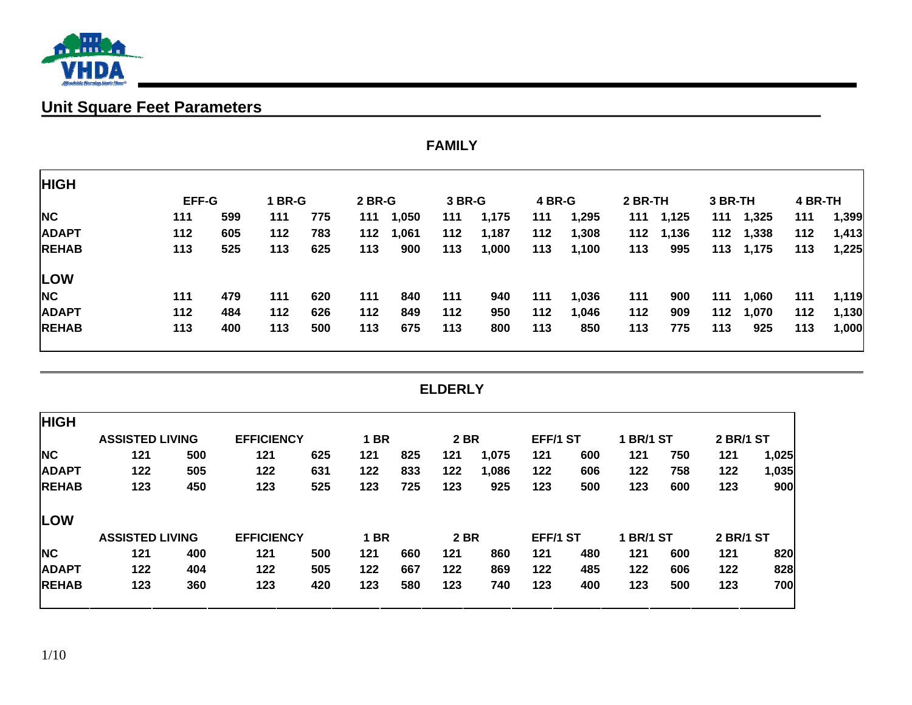## Unit Square Feet Parameters

### FAMILY

| HIGH | EFF-G | | 1 BR-G | | 2 BR-G | | 3 BR-G | | 4 BR-G | | 2 BR-TH | | 3 BR-TH | | 4 BR-TH | |
|---|---|---|---|---|---|---|---|---|---|---|---|---|---|---|---|---|
| NC | 111 | 599 | 111 | 775 | 111 | 1,050 | 111 | 1,175 | 111 | 1,295 | 111 | 1,125 | 111 | 1,325 | 111 | 1,399 |
| ADAPT | 112 | 605 | 112 | 783 | 112 | 1,061 | 112 | 1,187 | 112 | 1,308 | 112 | 1,136 | 112 | 1,338 | 112 | 1,413 |
| REHAB | 113 | 525 | 113 | 625 | 113 | 900 | 113 | 1,000 | 113 | 1,100 | 113 | 995 | 113 | 1,175 | 113 | 1,225 |
| **LOW** | | | | | | | | | | | | | | | | |
| NC | 111 | 479 | 111 | 620 | 111 | 840 | 111 | 940 | 111 | 1,036 | 111 | 900 | 111 | 1,060 | 111 | 1,119 |
| ADAPT | 112 | 484 | 112 | 626 | 112 | 849 | 112 | 950 | 112 | 1,046 | 112 | 909 | 112 | 1,070 | 112 | 1,130 |
| REHAB | 113 | 400 | 113 | 500 | 113 | 675 | 113 | 800 | 113 | 850 | 113 | 775 | 113 | 925 | 113 | 1,000 |

### ELDERLY

| HIGH | ASSISTED LIVING | | EFFICIENCY | | 1 BR | | 2 BR | | EFF/1 ST | | 1 BR/1 ST | | 2 BR/1 ST | |
|---|---|---|---|---|---|---|---|---|---|---|---|---|---|---|
| NC | 121 | 500 | 121 | 625 | 121 | 825 | 121 | 1,075 | 121 | 600 | 121 | 750 | 121 | 1,025 |
| ADAPT | 122 | 505 | 122 | 631 | 122 | 833 | 122 | 1,086 | 122 | 606 | 122 | 758 | 122 | 1,035 |
| REHAB | 123 | 450 | 123 | 525 | 123 | 725 | 123 | 925 | 123 | 500 | 123 | 600 | 123 | 900 |
| **LOW** | **ASSISTED LIVING** | | **EFFICIENCY** | | **1 BR** | | **2 BR** | | **EFF/1 ST** | | **1 BR/1 ST** | | **2 BR/1 ST** | |
| NC | 121 | 400 | 121 | 500 | 121 | 660 | 121 | 860 | 121 | 480 | 121 | 600 | 121 | 820 |
| ADAPT | 122 | 404 | 122 | 505 | 122 | 667 | 122 | 869 | 122 | 485 | 122 | 606 | 122 | 828 |
| REHAB | 123 | 360 | 123 | 420 | 123 | 580 | 123 | 740 | 123 | 400 | 123 | 500 | 123 | 700 |

1/10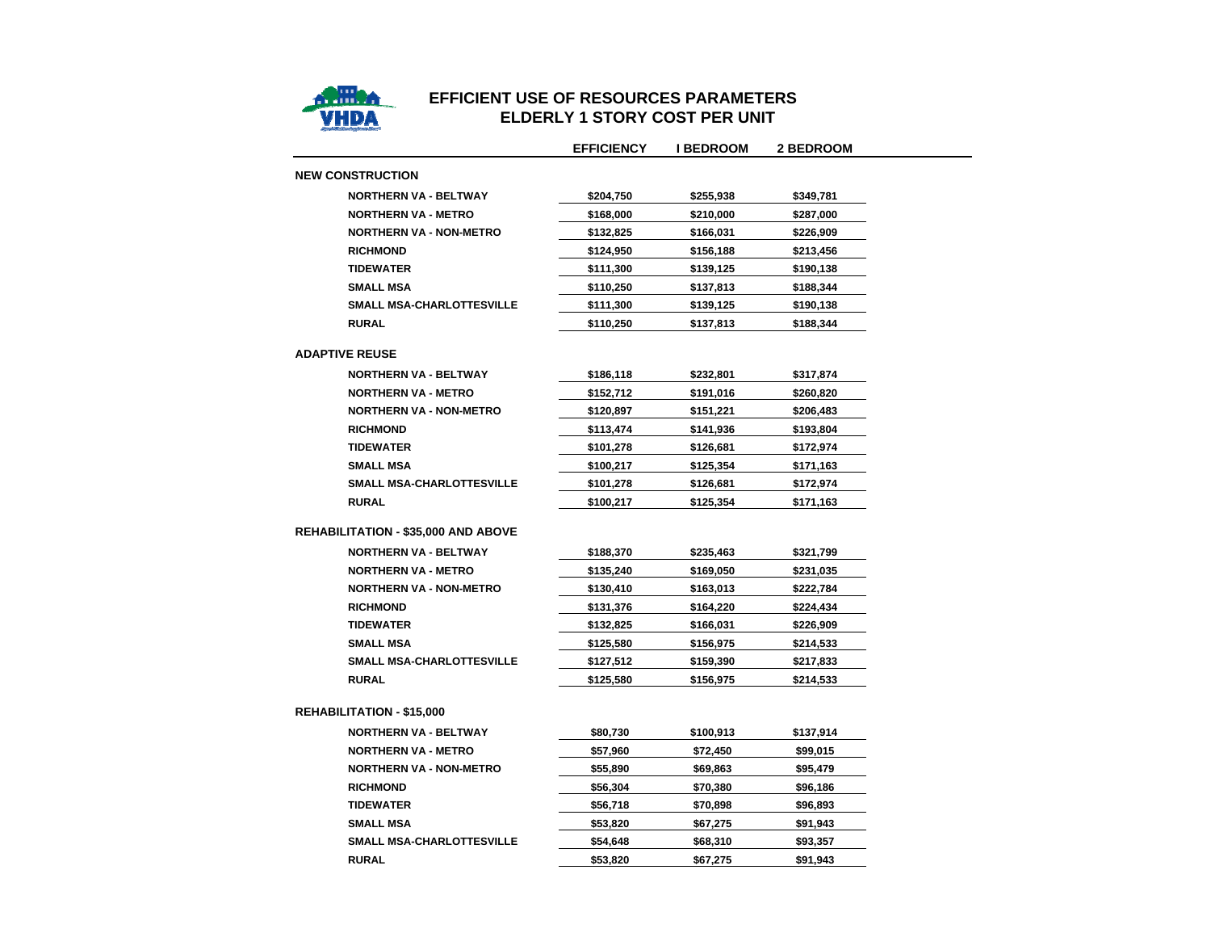# EFFICIENT USE OF RESOURCES PARAMETERS
## ELDERLY 1 STORY COST PER UNIT

| | EFFICIENCY | I BEDROOM | 2 BEDROOM |
|---|---|---|---|
| **NEW CONSTRUCTION** | | | |
| NORTHERN VA - BELTWAY | $204,750 | $255,938 | $349,781 |
| NORTHERN VA - METRO | $168,000 | $210,000 | $287,000 |
| NORTHERN VA - NON-METRO | $132,825 | $166,031 | $226,909 |
| RICHMOND | $124,950 | $156,188 | $213,456 |
| TIDEWATER | $111,300 | $139,125 | $190,138 |
| SMALL MSA | $110,250 | $137,813 | $188,344 |
| SMALL MSA-CHARLOTTESVILLE | $111,300 | $139,125 | $190,138 |
| RURAL | $110,250 | $137,813 | $188,344 |
| **ADAPTIVE REUSE** | | | |
| NORTHERN VA - BELTWAY | $186,118 | $232,801 | $317,874 |
| NORTHERN VA - METRO | $152,712 | $191,016 | $260,820 |
| NORTHERN VA - NON-METRO | $120,897 | $151,221 | $206,483 |
| RICHMOND | $113,474 | $141,936 | $193,804 |
| TIDEWATER | $101,278 | $126,681 | $172,974 |
| SMALL MSA | $100,217 | $125,354 | $171,163 |
| SMALL MSA-CHARLOTTESVILLE | $101,278 | $126,681 | $172,974 |
| RURAL | $100,217 | $125,354 | $171,163 |
| **REHABILITATION - $35,000 AND ABOVE** | | | |
| NORTHERN VA - BELTWAY | $188,370 | $235,463 | $321,799 |
| NORTHERN VA - METRO | $135,240 | $169,050 | $231,035 |
| NORTHERN VA - NON-METRO | $130,410 | $163,013 | $222,784 |
| RICHMOND | $131,376 | $164,220 | $224,434 |
| TIDEWATER | $132,825 | $166,031 | $226,909 |
| SMALL MSA | $125,580 | $156,975 | $214,533 |
| SMALL MSA-CHARLOTTESVILLE | $127,512 | $159,390 | $217,833 |
| RURAL | $125,580 | $156,975 | $214,533 |
| **REHABILITATION - $15,000** | | | |
| NORTHERN VA - BELTWAY | $80,730 | $100,913 | $137,914 |
| NORTHERN VA - METRO | $57,960 | $72,450 | $99,015 |
| NORTHERN VA - NON-METRO | $55,890 | $69,863 | $95,479 |
| RICHMOND | $56,304 | $70,380 | $96,186 |
| TIDEWATER | $56,718 | $70,898 | $96,893 |
| SMALL MSA | $53,820 | $67,275 | $91,943 |
| SMALL MSA-CHARLOTTESVILLE | $54,648 | $68,310 | $93,357 |
| RURAL | $53,820 | $67,275 | $91,943 |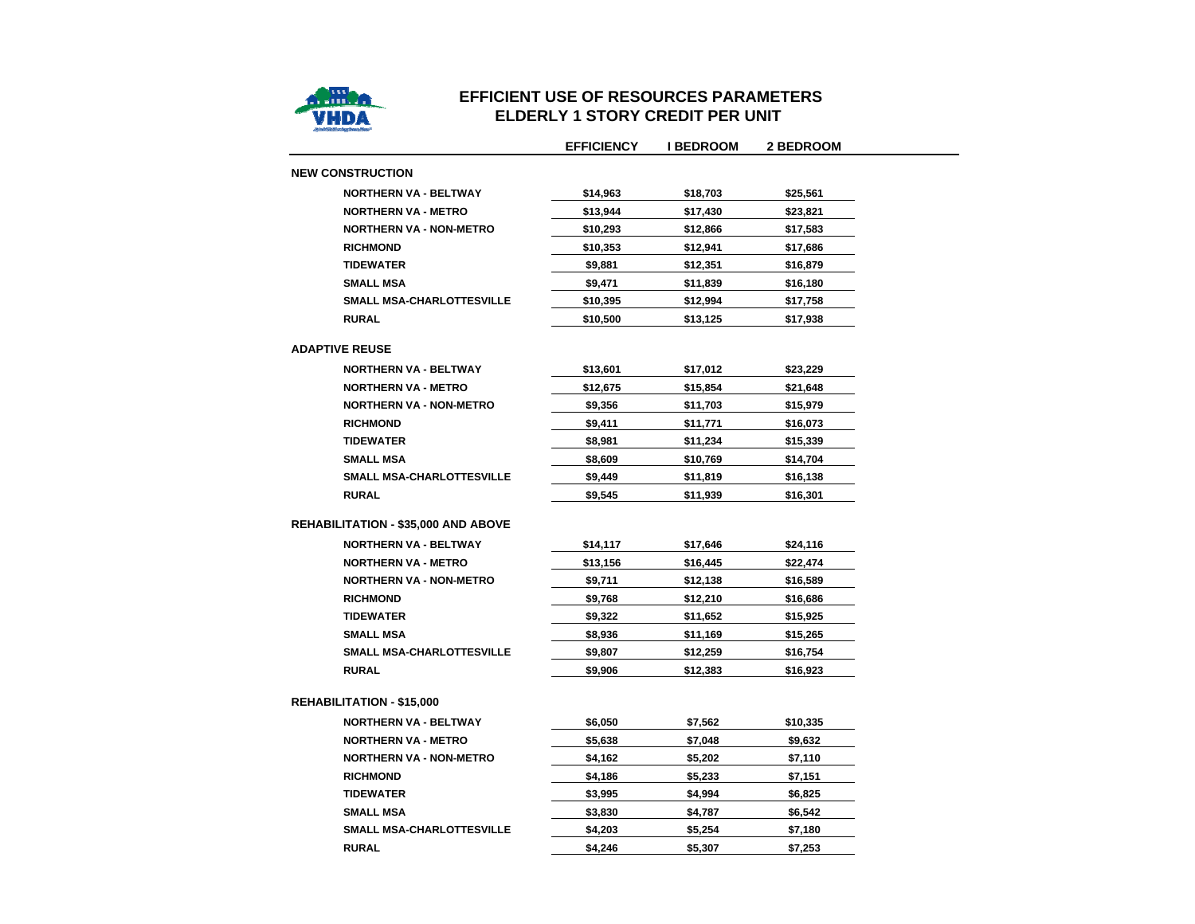# EFFICIENT USE OF RESOURCES PARAMETERS

## ELDERLY 1 STORY CREDIT PER UNIT

| | EFFICIENCY | I BEDROOM | 2 BEDROOM |
|---|---|---|---|
| **NEW CONSTRUCTION** | | | |
| NORTHERN VA - BELTWAY | $14,963 | $18,703 | $25,561 |
| NORTHERN VA - METRO | $13,944 | $17,430 | $23,821 |
| NORTHERN VA - NON-METRO | $10,293 | $12,866 | $17,583 |
| RICHMOND | $10,353 | $12,941 | $17,686 |
| TIDEWATER | $9,881 | $12,351 | $16,879 |
| SMALL MSA | $9,471 | $11,839 | $16,180 |
| SMALL MSA-CHARLOTTESVILLE | $10,395 | $12,994 | $17,758 |
| RURAL | $10,500 | $13,125 | $17,938 |
| **ADAPTIVE REUSE** | | | |
| NORTHERN VA - BELTWAY | $13,601 | $17,012 | $23,229 |
| NORTHERN VA - METRO | $12,675 | $15,854 | $21,648 |
| NORTHERN VA - NON-METRO | $9,356 | $11,703 | $15,979 |
| RICHMOND | $9,411 | $11,771 | $16,073 |
| TIDEWATER | $8,981 | $11,234 | $15,339 |
| SMALL MSA | $8,609 | $10,769 | $14,704 |
| SMALL MSA-CHARLOTTESVILLE | $9,449 | $11,819 | $16,138 |
| RURAL | $9,545 | $11,939 | $16,301 |
| **REHABILITATION - $35,000 AND ABOVE** | | | |
| NORTHERN VA - BELTWAY | $14,117 | $17,646 | $24,116 |
| NORTHERN VA - METRO | $13,156 | $16,445 | $22,474 |
| NORTHERN VA - NON-METRO | $9,711 | $12,138 | $16,589 |
| RICHMOND | $9,768 | $12,210 | $16,686 |
| TIDEWATER | $9,322 | $11,652 | $15,925 |
| SMALL MSA | $8,936 | $11,169 | $15,265 |
| SMALL MSA-CHARLOTTESVILLE | $9,807 | $12,259 | $16,754 |
| RURAL | $9,906 | $12,383 | $16,923 |
| **REHABILITATION - $15,000** | | | |
| NORTHERN VA - BELTWAY | $6,050 | $7,562 | $10,335 |
| NORTHERN VA - METRO | $5,638 | $7,048 | $9,632 |
| NORTHERN VA - NON-METRO | $4,162 | $5,202 | $7,110 |
| RICHMOND | $4,186 | $5,233 | $7,151 |
| TIDEWATER | $3,995 | $4,994 | $6,825 |
| SMALL MSA | $3,830 | $4,787 | $6,542 |
| SMALL MSA-CHARLOTTESVILLE | $4,203 | $5,254 | $7,180 |
| RURAL | $4,246 | $5,307 | $7,253 |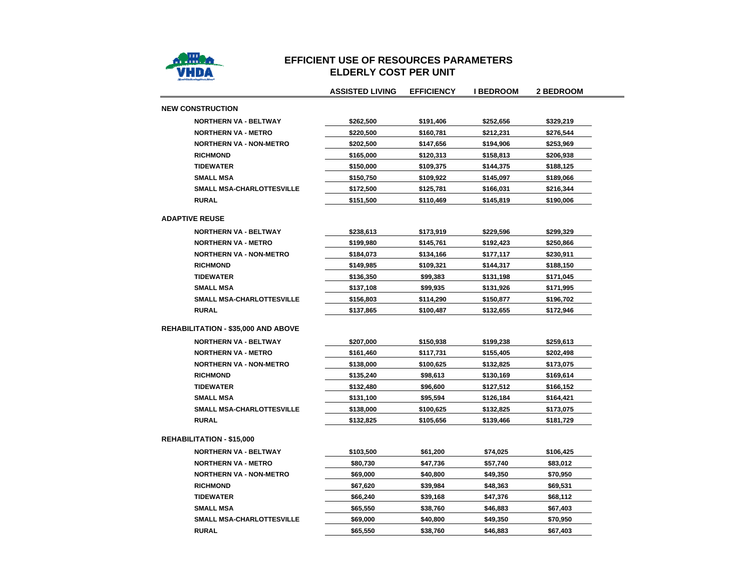VHDA

# EFFICIENT USE OF RESOURCES PARAMETERS
## ELDERLY COST PER UNIT

| | ASSISTED LIVING | EFFICIENCY | I BEDROOM | 2 BEDROOM |
|---|---|---|---|---|
| **NEW CONSTRUCTION** | | | | |
| NORTHERN VA - BELTWAY | $262,500 | $191,406 | $252,656 | $329,219 |
| NORTHERN VA - METRO | $220,500 | $160,781 | $212,231 | $276,544 |
| NORTHERN VA - NON-METRO | $202,500 | $147,656 | $194,906 | $253,969 |
| RICHMOND | $165,000 | $120,313 | $158,813 | $206,938 |
| TIDEWATER | $150,000 | $109,375 | $144,375 | $188,125 |
| SMALL MSA | $150,750 | $109,922 | $145,097 | $189,066 |
| SMALL MSA-CHARLOTTESVILLE | $172,500 | $125,781 | $166,031 | $216,344 |
| RURAL | $151,500 | $110,469 | $145,819 | $190,006 |
| **ADAPTIVE REUSE** | | | | |
| NORTHERN VA - BELTWAY | $238,613 | $173,919 | $229,596 | $299,329 |
| NORTHERN VA - METRO | $199,980 | $145,761 | $192,423 | $250,866 |
| NORTHERN VA - NON-METRO | $184,073 | $134,166 | $177,117 | $230,911 |
| RICHMOND | $149,985 | $109,321 | $144,317 | $188,150 |
| TIDEWATER | $136,350 | $99,383 | $131,198 | $171,045 |
| SMALL MSA | $137,108 | $99,935 | $131,926 | $171,995 |
| SMALL MSA-CHARLOTTESVILLE | $156,803 | $114,290 | $150,877 | $196,702 |
| RURAL | $137,865 | $100,487 | $132,655 | $172,946 |
| **REHABILITATION - $35,000 AND ABOVE** | | | | |
| NORTHERN VA - BELTWAY | $207,000 | $150,938 | $199,238 | $259,613 |
| NORTHERN VA - METRO | $161,460 | $117,731 | $155,405 | $202,498 |
| NORTHERN VA - NON-METRO | $138,000 | $100,625 | $132,825 | $173,075 |
| RICHMOND | $135,240 | $98,613 | $130,169 | $169,614 |
| TIDEWATER | $132,480 | $96,600 | $127,512 | $166,152 |
| SMALL MSA | $131,100 | $95,594 | $126,184 | $164,421 |
| SMALL MSA-CHARLOTTESVILLE | $138,000 | $100,625 | $132,825 | $173,075 |
| RURAL | $132,825 | $105,656 | $139,466 | $181,729 |
| **REHABILITATION - $15,000** | | | | |
| NORTHERN VA - BELTWAY | $103,500 | $61,200 | $74,025 | $106,425 |
| NORTHERN VA - METRO | $80,730 | $47,736 | $57,740 | $83,012 |
| NORTHERN VA - NON-METRO | $69,000 | $40,800 | $49,350 | $70,950 |
| RICHMOND | $67,620 | $39,984 | $48,363 | $69,531 |
| TIDEWATER | $66,240 | $39,168 | $47,376 | $68,112 |
| SMALL MSA | $65,550 | $38,760 | $46,883 | $67,403 |
| SMALL MSA-CHARLOTTESVILLE | $69,000 | $40,800 | $49,350 | $70,950 |
| RURAL | $65,550 | $38,760 | $46,883 | $67,403 |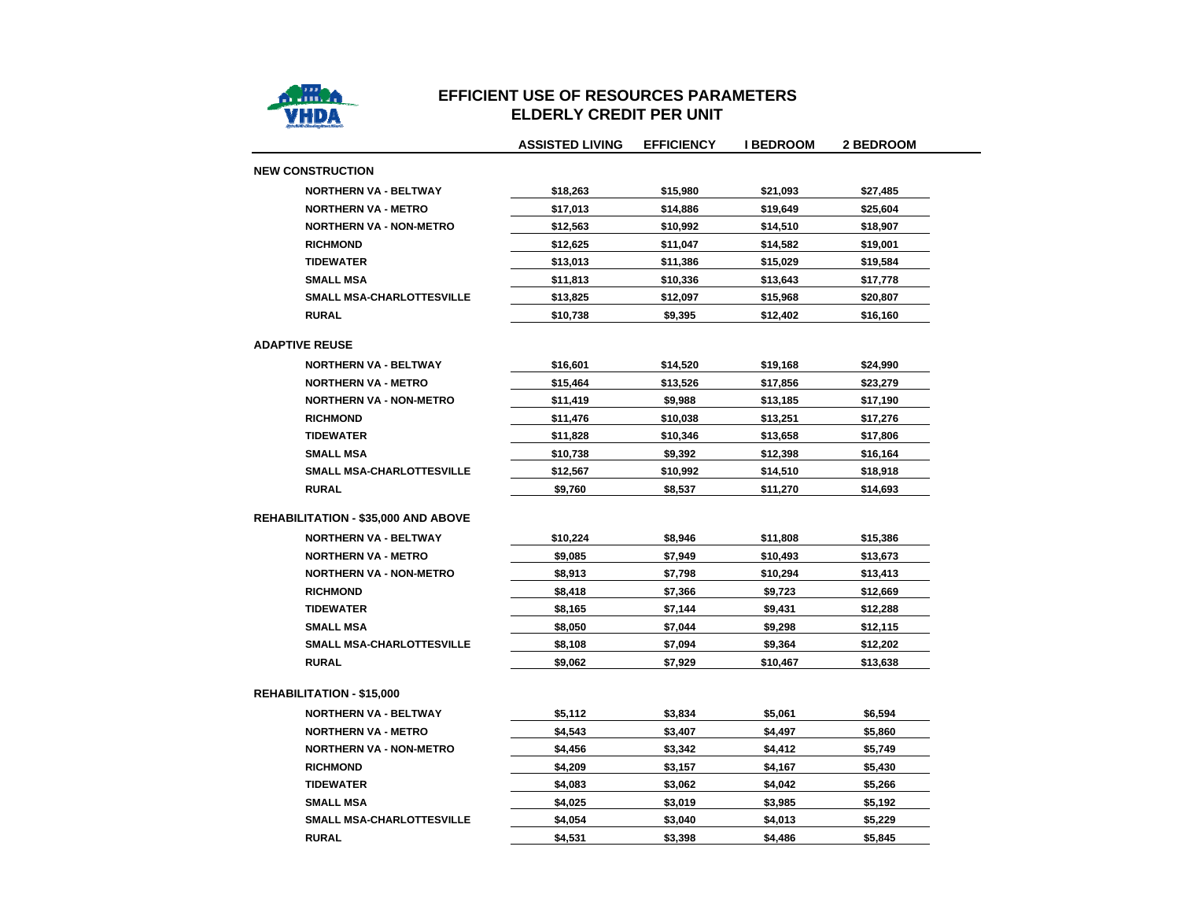# EFFICIENT USE OF RESOURCES PARAMETERS
## ELDERLY CREDIT PER UNIT

| | ASSISTED LIVING | EFFICIENCY | I BEDROOM | 2 BEDROOM |
|---|---|---|---|---|
| **NEW CONSTRUCTION** | | | | |
| NORTHERN VA - BELTWAY | $18,263 | $15,980 | $21,093 | $27,485 |
| NORTHERN VA - METRO | $17,013 | $14,886 | $19,649 | $25,604 |
| NORTHERN VA - NON-METRO | $12,563 | $10,992 | $14,510 | $18,907 |
| RICHMOND | $12,625 | $11,047 | $14,582 | $19,001 |
| TIDEWATER | $13,013 | $11,386 | $15,029 | $19,584 |
| SMALL MSA | $11,813 | $10,336 | $13,643 | $17,778 |
| SMALL MSA-CHARLOTTESVILLE | $13,825 | $12,097 | $15,968 | $20,807 |
| RURAL | $10,738 | $9,395 | $12,402 | $16,160 |
| **ADAPTIVE REUSE** | | | | |
| NORTHERN VA - BELTWAY | $16,601 | $14,520 | $19,168 | $24,990 |
| NORTHERN VA - METRO | $15,464 | $13,526 | $17,856 | $23,279 |
| NORTHERN VA - NON-METRO | $11,419 | $9,988 | $13,185 | $17,190 |
| RICHMOND | $11,476 | $10,038 | $13,251 | $17,276 |
| TIDEWATER | $11,828 | $10,346 | $13,658 | $17,806 |
| SMALL MSA | $10,738 | $9,392 | $12,398 | $16,164 |
| SMALL MSA-CHARLOTTESVILLE | $12,567 | $10,992 | $14,510 | $18,918 |
| RURAL | $9,760 | $8,537 | $11,270 | $14,693 |
| **REHABILITATION - $35,000 AND ABOVE** | | | | |
| NORTHERN VA - BELTWAY | $10,224 | $8,946 | $11,808 | $15,386 |
| NORTHERN VA - METRO | $9,085 | $7,949 | $10,493 | $13,673 |
| NORTHERN VA - NON-METRO | $8,913 | $7,798 | $10,294 | $13,413 |
| RICHMOND | $8,418 | $7,366 | $9,723 | $12,669 |
| TIDEWATER | $8,165 | $7,144 | $9,431 | $12,288 |
| SMALL MSA | $8,050 | $7,044 | $9,298 | $12,115 |
| SMALL MSA-CHARLOTTESVILLE | $8,108 | $7,094 | $9,364 | $12,202 |
| RURAL | $9,062 | $7,929 | $10,467 | $13,638 |
| **REHABILITATION - $15,000** | | | | |
| NORTHERN VA - BELTWAY | $5,112 | $3,834 | $5,061 | $6,594 |
| NORTHERN VA - METRO | $4,543 | $3,407 | $4,497 | $5,860 |
| NORTHERN VA - NON-METRO | $4,456 | $3,342 | $4,412 | $5,749 |
| RICHMOND | $4,209 | $3,157 | $4,167 | $5,430 |
| TIDEWATER | $4,083 | $3,062 | $4,042 | $5,266 |
| SMALL MSA | $4,025 | $3,019 | $3,985 | $5,192 |
| SMALL MSA-CHARLOTTESVILLE | $4,054 | $3,040 | $4,013 | $5,229 |
| RURAL | $4,531 | $3,398 | $4,486 | $5,845 |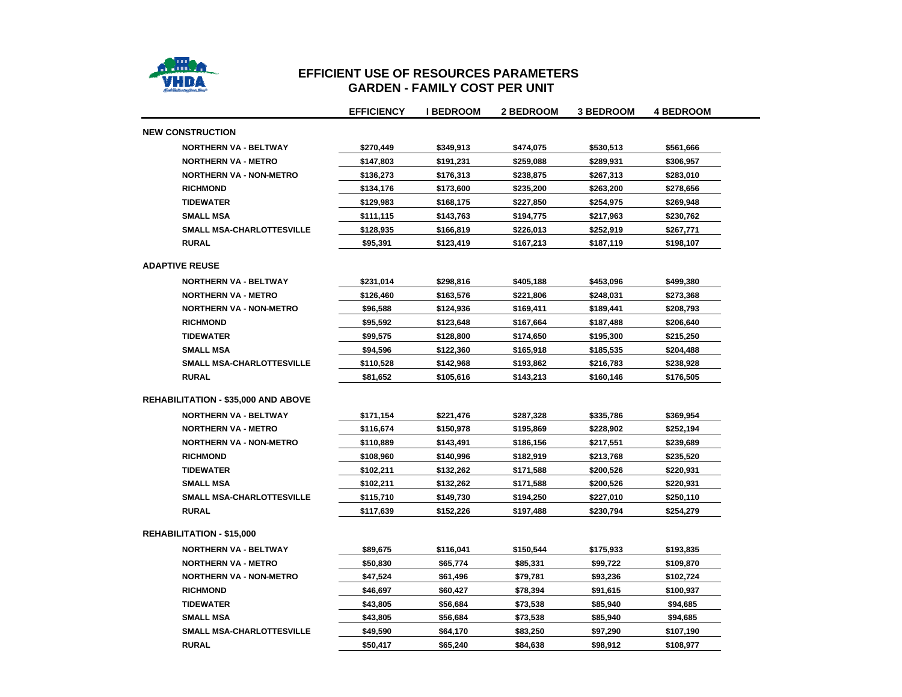# EFFICIENT USE OF RESOURCES PARAMETERS

## GARDEN - FAMILY COST PER UNIT

| | EFFICIENCY | I BEDROOM | 2 BEDROOM | 3 BEDROOM | 4 BEDROOM |
|---|---|---|---|---|---|
| **NEW CONSTRUCTION** | | | | | |
| NORTHERN VA - BELTWAY | $270,449 | $349,913 | $474,075 | $530,513 | $561,666 |
| NORTHERN VA - METRO | $147,803 | $191,231 | $259,088 | $289,931 | $306,957 |
| NORTHERN VA - NON-METRO | $136,273 | $176,313 | $238,875 | $267,313 | $283,010 |
| RICHMOND | $134,176 | $173,600 | $235,200 | $263,200 | $278,656 |
| TIDEWATER | $129,983 | $168,175 | $227,850 | $254,975 | $269,948 |
| SMALL MSA | $111,115 | $143,763 | $194,775 | $217,963 | $230,762 |
| SMALL MSA-CHARLOTTESVILLE | $128,935 | $166,819 | $226,013 | $252,919 | $267,771 |
| RURAL | $95,391 | $123,419 | $167,213 | $187,119 | $198,107 |
| **ADAPTIVE REUSE** | | | | | |
| NORTHERN VA - BELTWAY | $231,014 | $298,816 | $405,188 | $453,096 | $499,380 |
| NORTHERN VA - METRO | $126,460 | $163,576 | $221,806 | $248,031 | $273,368 |
| NORTHERN VA - NON-METRO | $96,588 | $124,936 | $169,411 | $189,441 | $208,793 |
| RICHMOND | $95,592 | $123,648 | $167,664 | $187,488 | $206,640 |
| TIDEWATER | $99,575 | $128,800 | $174,650 | $195,300 | $215,250 |
| SMALL MSA | $94,596 | $122,360 | $165,918 | $185,535 | $204,488 |
| SMALL MSA-CHARLOTTESVILLE | $110,528 | $142,968 | $193,862 | $216,783 | $238,928 |
| RURAL | $81,652 | $105,616 | $143,213 | $160,146 | $176,505 |
| **REHABILITATION - $35,000 AND ABOVE** | | | | | |
| NORTHERN VA - BELTWAY | $171,154 | $221,476 | $287,328 | $335,786 | $369,954 |
| NORTHERN VA - METRO | $116,674 | $150,978 | $195,869 | $228,902 | $252,194 |
| NORTHERN VA - NON-METRO | $110,889 | $143,491 | $186,156 | $217,551 | $239,689 |
| RICHMOND | $108,960 | $140,996 | $182,919 | $213,768 | $235,520 |
| TIDEWATER | $102,211 | $132,262 | $171,588 | $200,526 | $220,931 |
| SMALL MSA | $102,211 | $132,262 | $171,588 | $200,526 | $220,931 |
| SMALL MSA-CHARLOTTESVILLE | $115,710 | $149,730 | $194,250 | $227,010 | $250,110 |
| RURAL | $117,639 | $152,226 | $197,488 | $230,794 | $254,279 |
| **REHABILITATION - $15,000** | | | | | |
| NORTHERN VA - BELTWAY | $89,675 | $116,041 | $150,544 | $175,933 | $193,835 |
| NORTHERN VA - METRO | $50,830 | $65,774 | $85,331 | $99,722 | $109,870 |
| NORTHERN VA - NON-METRO | $47,524 | $61,496 | $79,781 | $93,236 | $102,724 |
| RICHMOND | $46,697 | $60,427 | $78,394 | $91,615 | $100,937 |
| TIDEWATER | $43,805 | $56,684 | $73,538 | $85,940 | $94,685 |
| SMALL MSA | $43,805 | $56,684 | $73,538 | $85,940 | $94,685 |
| SMALL MSA-CHARLOTTESVILLE | $49,590 | $64,170 | $83,250 | $97,290 | $107,190 |
| RURAL | $50,417 | $65,240 | $84,638 | $98,912 | $108,977 |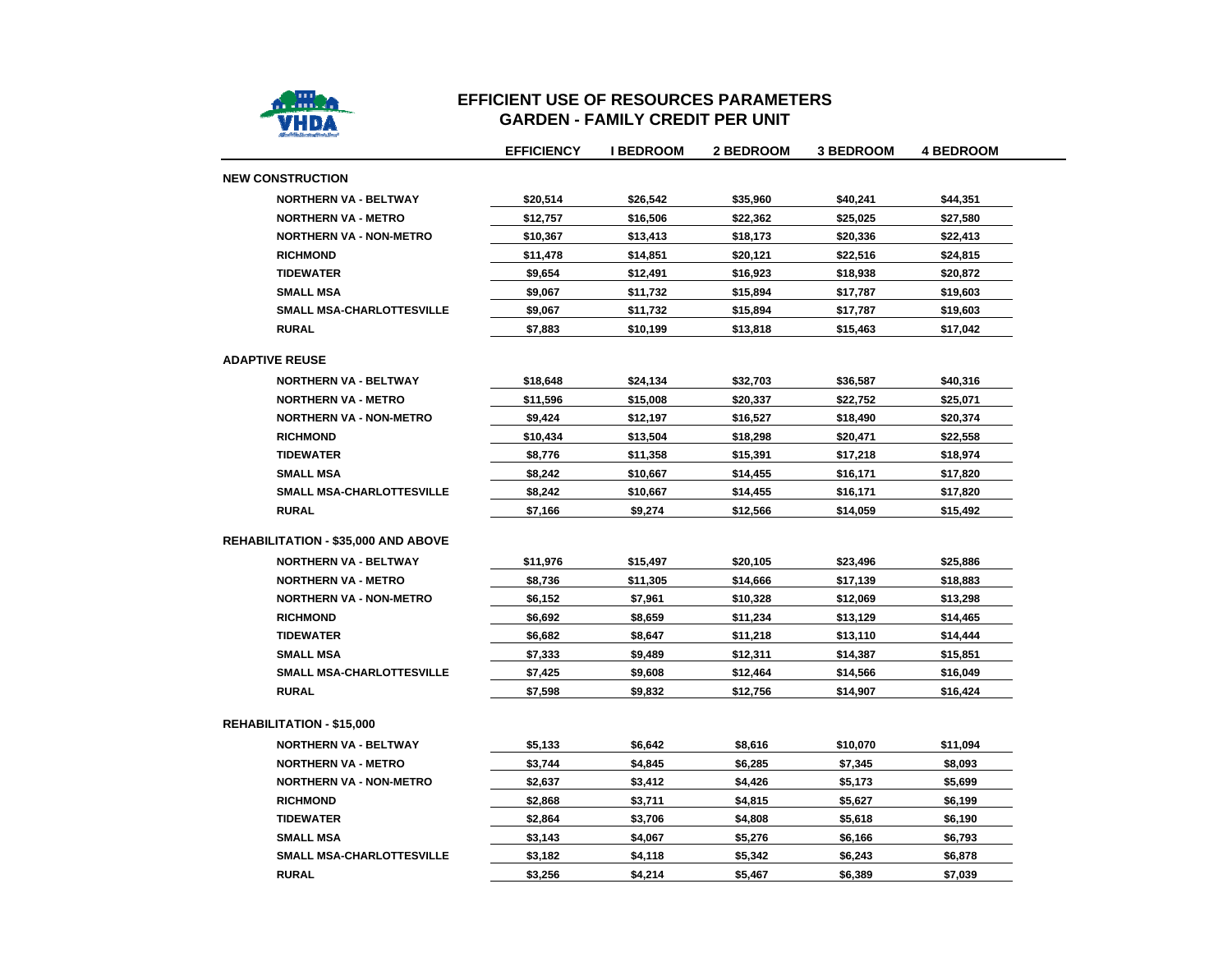# EFFICIENT USE OF RESOURCES PARAMETERS
## GARDEN - FAMILY CREDIT PER UNIT

| | EFFICIENCY | I BEDROOM | 2 BEDROOM | 3 BEDROOM | 4 BEDROOM |
|---|---|---|---|---|---|
| **NEW CONSTRUCTION** | | | | | |
| NORTHERN VA - BELTWAY | $20,514 | $26,542 | $35,960 | $40,241 | $44,351 |
| NORTHERN VA - METRO | $12,757 | $16,506 | $22,362 | $25,025 | $27,580 |
| NORTHERN VA - NON-METRO | $10,367 | $13,413 | $18,173 | $20,336 | $22,413 |
| RICHMOND | $11,478 | $14,851 | $20,121 | $22,516 | $24,815 |
| TIDEWATER | $9,654 | $12,491 | $16,923 | $18,938 | $20,872 |
| SMALL MSA | $9,067 | $11,732 | $15,894 | $17,787 | $19,603 |
| SMALL MSA-CHARLOTTESVILLE | $9,067 | $11,732 | $15,894 | $17,787 | $19,603 |
| RURAL | $7,883 | $10,199 | $13,818 | $15,463 | $17,042 |
| **ADAPTIVE REUSE** | | | | | |
| NORTHERN VA - BELTWAY | $18,648 | $24,134 | $32,703 | $36,587 | $40,316 |
| NORTHERN VA - METRO | $11,596 | $15,008 | $20,337 | $22,752 | $25,071 |
| NORTHERN VA - NON-METRO | $9,424 | $12,197 | $16,527 | $18,490 | $20,374 |
| RICHMOND | $10,434 | $13,504 | $18,298 | $20,471 | $22,558 |
| TIDEWATER | $8,776 | $11,358 | $15,391 | $17,218 | $18,974 |
| SMALL MSA | $8,242 | $10,667 | $14,455 | $16,171 | $17,820 |
| SMALL MSA-CHARLOTTESVILLE | $8,242 | $10,667 | $14,455 | $16,171 | $17,820 |
| RURAL | $7,166 | $9,274 | $12,566 | $14,059 | $15,492 |
| **REHABILITATION - $35,000 AND ABOVE** | | | | | |
| NORTHERN VA - BELTWAY | $11,976 | $15,497 | $20,105 | $23,496 | $25,886 |
| NORTHERN VA - METRO | $8,736 | $11,305 | $14,666 | $17,139 | $18,883 |
| NORTHERN VA - NON-METRO | $6,152 | $7,961 | $10,328 | $12,069 | $13,298 |
| RICHMOND | $6,692 | $8,659 | $11,234 | $13,129 | $14,465 |
| TIDEWATER | $6,682 | $8,647 | $11,218 | $13,110 | $14,444 |
| SMALL MSA | $7,333 | $9,489 | $12,311 | $14,387 | $15,851 |
| SMALL MSA-CHARLOTTESVILLE | $7,425 | $9,608 | $12,464 | $14,566 | $16,049 |
| RURAL | $7,598 | $9,832 | $12,756 | $14,907 | $16,424 |
| **REHABILITATION - $15,000** | | | | | |
| NORTHERN VA - BELTWAY | $5,133 | $6,642 | $8,616 | $10,070 | $11,094 |
| NORTHERN VA - METRO | $3,744 | $4,845 | $6,285 | $7,345 | $8,093 |
| NORTHERN VA - NON-METRO | $2,637 | $3,412 | $4,426 | $5,173 | $5,699 |
| RICHMOND | $2,868 | $3,711 | $4,815 | $5,627 | $6,199 |
| TIDEWATER | $2,864 | $3,706 | $4,808 | $5,618 | $6,190 |
| SMALL MSA | $3,143 | $4,067 | $5,276 | $6,166 | $6,793 |
| SMALL MSA-CHARLOTTESVILLE | $3,182 | $4,118 | $5,342 | $6,243 | $6,878 |
| RURAL | $3,256 | $4,214 | $5,467 | $6,389 | $7,039 |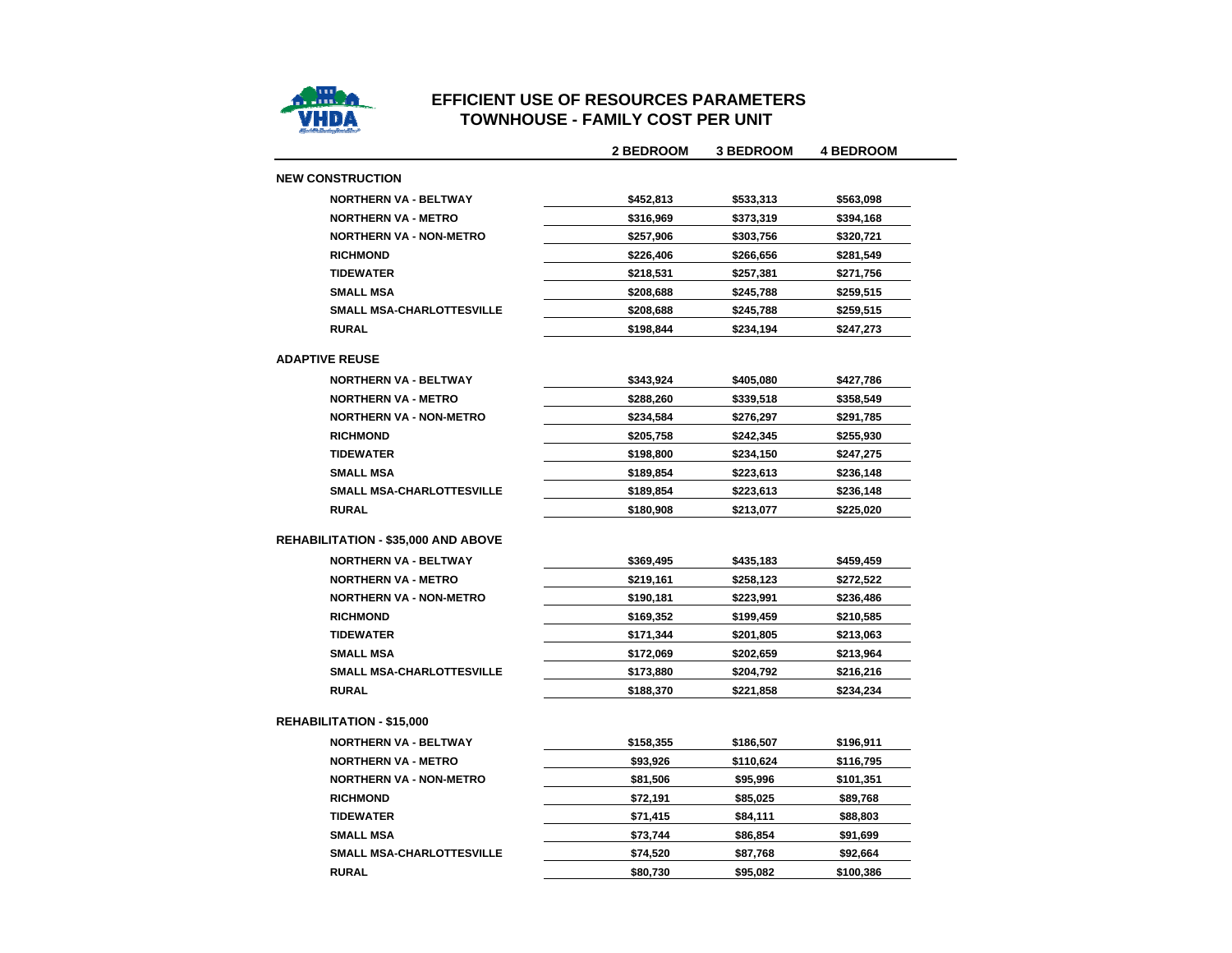# EFFICIENT USE OF RESOURCES PARAMETERS
## TOWNHOUSE - FAMILY COST PER UNIT

| | 2 BEDROOM | 3 BEDROOM | 4 BEDROOM |
|---|---|---|---|
| **NEW CONSTRUCTION** | | | |
| NORTHERN VA - BELTWAY | $452,813 | $533,313 | $563,098 |
| NORTHERN VA - METRO | $316,969 | $373,319 | $394,168 |
| NORTHERN VA - NON-METRO | $257,906 | $303,756 | $320,721 |
| RICHMOND | $226,406 | $266,656 | $281,549 |
| TIDEWATER | $218,531 | $257,381 | $271,756 |
| SMALL MSA | $208,688 | $245,788 | $259,515 |
| SMALL MSA-CHARLOTTESVILLE | $208,688 | $245,788 | $259,515 |
| RURAL | $198,844 | $234,194 | $247,273 |
| **ADAPTIVE REUSE** | | | |
| NORTHERN VA - BELTWAY | $343,924 | $405,080 | $427,786 |
| NORTHERN VA - METRO | $288,260 | $339,518 | $358,549 |
| NORTHERN VA - NON-METRO | $234,584 | $276,297 | $291,785 |
| RICHMOND | $205,758 | $242,345 | $255,930 |
| TIDEWATER | $198,800 | $234,150 | $247,275 |
| SMALL MSA | $189,854 | $223,613 | $236,148 |
| SMALL MSA-CHARLOTTESVILLE | $189,854 | $223,613 | $236,148 |
| RURAL | $180,908 | $213,077 | $225,020 |
| **REHABILITATION - $35,000 AND ABOVE** | | | |
| NORTHERN VA - BELTWAY | $369,495 | $435,183 | $459,459 |
| NORTHERN VA - METRO | $219,161 | $258,123 | $272,522 |
| NORTHERN VA - NON-METRO | $190,181 | $223,991 | $236,486 |
| RICHMOND | $169,352 | $199,459 | $210,585 |
| TIDEWATER | $171,344 | $201,805 | $213,063 |
| SMALL MSA | $172,069 | $202,659 | $213,964 |
| SMALL MSA-CHARLOTTESVILLE | $173,880 | $204,792 | $216,216 |
| RURAL | $188,370 | $221,858 | $234,234 |
| **REHABILITATION - $15,000** | | | |
| NORTHERN VA - BELTWAY | $158,355 | $186,507 | $196,911 |
| NORTHERN VA - METRO | $93,926 | $110,624 | $116,795 |
| NORTHERN VA - NON-METRO | $81,506 | $95,996 | $101,351 |
| RICHMOND | $72,191 | $85,025 | $89,768 |
| TIDEWATER | $71,415 | $84,111 | $88,803 |
| SMALL MSA | $73,744 | $86,854 | $91,699 |
| SMALL MSA-CHARLOTTESVILLE | $74,520 | $87,768 | $92,664 |
| RURAL | $80,730 | $95,082 | $100,386 |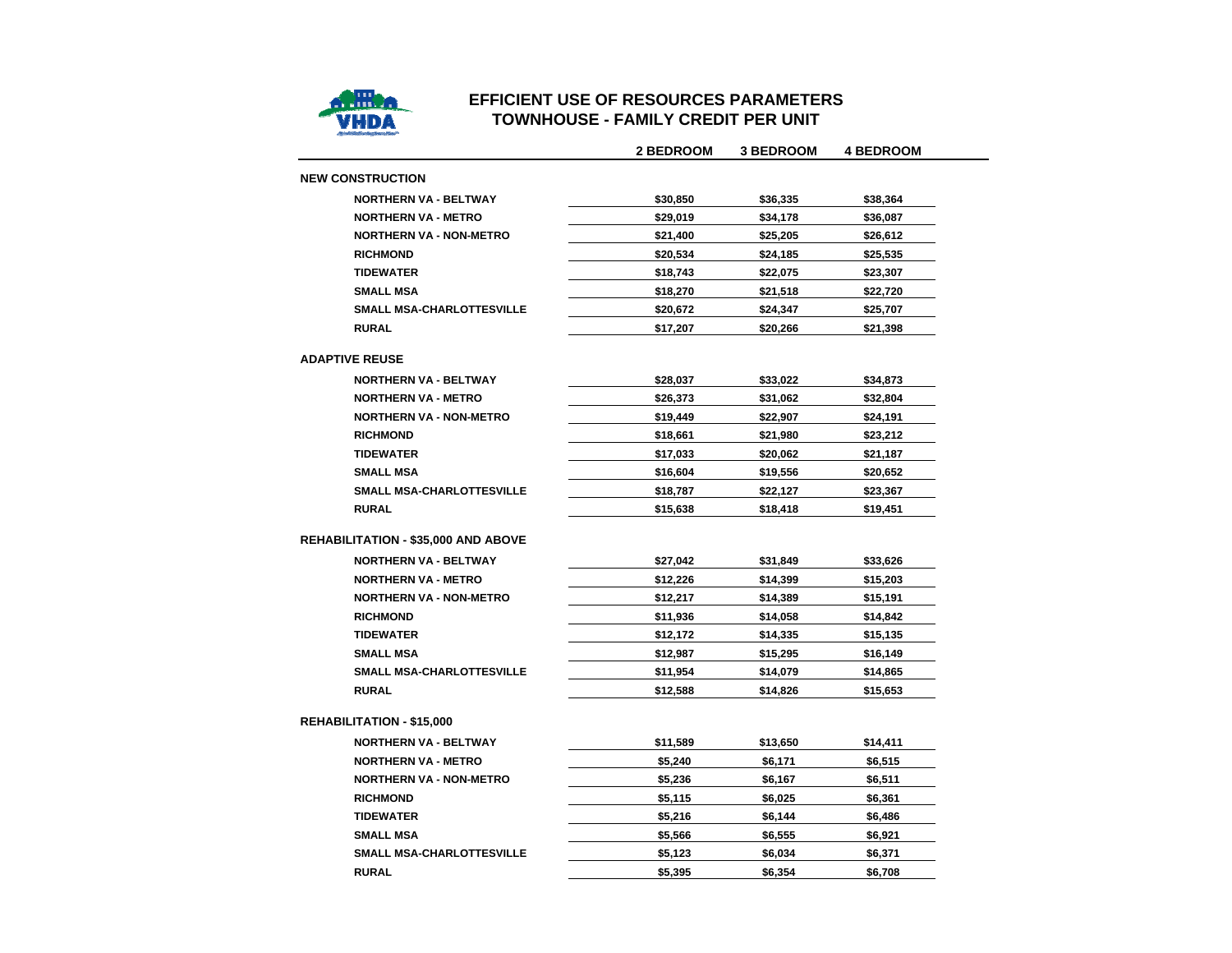# EFFICIENT USE OF RESOURCES PARAMETERS
## TOWNHOUSE - FAMILY CREDIT PER UNIT

| | 2 BEDROOM | 3 BEDROOM | 4 BEDROOM |
|---|---|---|---|
| **NEW CONSTRUCTION** | | | |
| NORTHERN VA - BELTWAY | $30,850 | $36,335 | $38,364 |
| NORTHERN VA - METRO | $29,019 | $34,178 | $36,087 |
| NORTHERN VA - NON-METRO | $21,400 | $25,205 | $26,612 |
| RICHMOND | $20,534 | $24,185 | $25,535 |
| TIDEWATER | $18,743 | $22,075 | $23,307 |
| SMALL MSA | $18,270 | $21,518 | $22,720 |
| SMALL MSA-CHARLOTTESVILLE | $20,672 | $24,347 | $25,707 |
| RURAL | $17,207 | $20,266 | $21,398 |
| **ADAPTIVE REUSE** | | | |
| NORTHERN VA - BELTWAY | $28,037 | $33,022 | $34,873 |
| NORTHERN VA - METRO | $26,373 | $31,062 | $32,804 |
| NORTHERN VA - NON-METRO | $19,449 | $22,907 | $24,191 |
| RICHMOND | $18,661 | $21,980 | $23,212 |
| TIDEWATER | $17,033 | $20,062 | $21,187 |
| SMALL MSA | $16,604 | $19,556 | $20,652 |
| SMALL MSA-CHARLOTTESVILLE | $18,787 | $22,127 | $23,367 |
| RURAL | $15,638 | $18,418 | $19,451 |
| **REHABILITATION - $35,000 AND ABOVE** | | | |
| NORTHERN VA - BELTWAY | $27,042 | $31,849 | $33,626 |
| NORTHERN VA - METRO | $12,226 | $14,399 | $15,203 |
| NORTHERN VA - NON-METRO | $12,217 | $14,389 | $15,191 |
| RICHMOND | $11,936 | $14,058 | $14,842 |
| TIDEWATER | $12,172 | $14,335 | $15,135 |
| SMALL MSA | $12,987 | $15,295 | $16,149 |
| SMALL MSA-CHARLOTTESVILLE | $11,954 | $14,079 | $14,865 |
| RURAL | $12,588 | $14,826 | $15,653 |
| **REHABILITATION - $15,000** | | | |
| NORTHERN VA - BELTWAY | $11,589 | $13,650 | $14,411 |
| NORTHERN VA - METRO | $5,240 | $6,171 | $6,515 |
| NORTHERN VA - NON-METRO | $5,236 | $6,167 | $6,511 |
| RICHMOND | $5,115 | $6,025 | $6,361 |
| TIDEWATER | $5,216 | $6,144 | $6,486 |
| SMALL MSA | $5,566 | $6,555 | $6,921 |
| SMALL MSA-CHARLOTTESVILLE | $5,123 | $6,034 | $6,371 |
| RURAL | $5,395 | $6,354 | $6,708 |